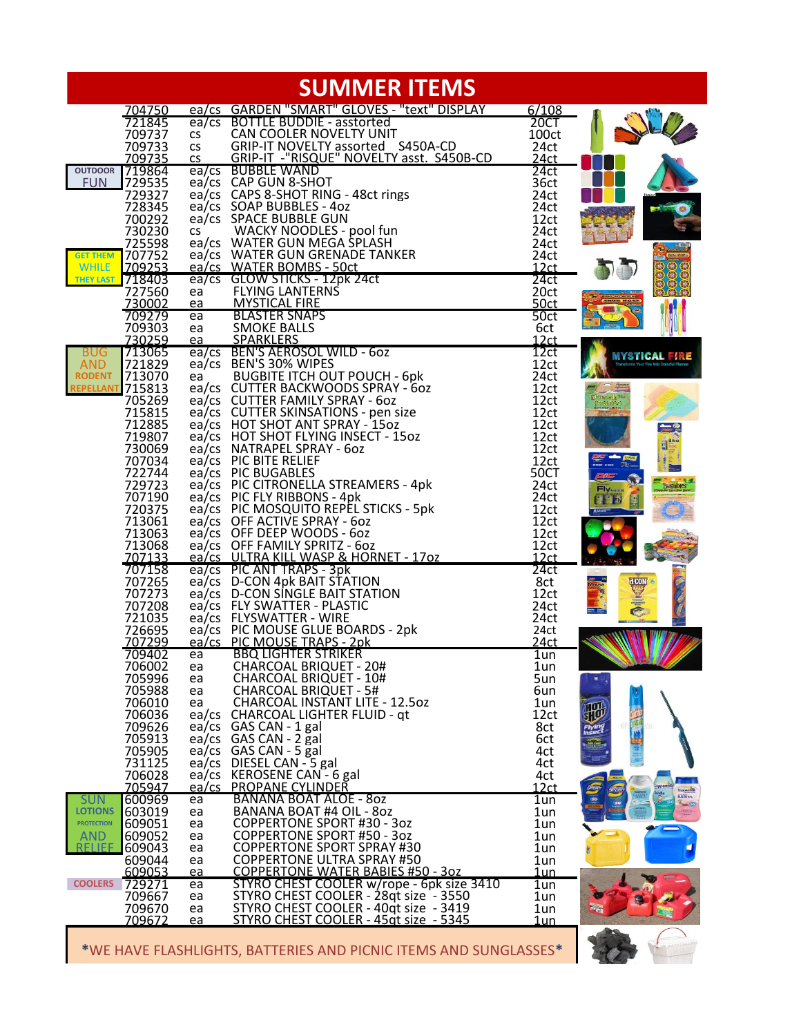# SUMMER ITEMS

| Category | Item # | Unit | Description | Pack |
|---|---|---|---|---|
| | 704750 | ea/cs | GARDEN "SMART" GLOVES - "text" DISPLAY | 6/108 |
| | 721845 | ea/cs | BOTTLE BUDDIE - asstorted | 20CT |
| | 709737 | cs | CAN COOLER NOVELTY UNIT | 100ct |
| | 709733 | cs | GRIP-IT NOVELTY assorted S450A-CD | 24ct |
| | 709735 | cs | GRIP-IT -"RISQUE" NOVELTY asst. S450B-CD | 24ct |
| OUTDOOR FUN | 719864 | ea/cs | BUBBLE WAND | 24ct |
| | 729535 | ea/cs | CAP GUN 8-SHOT | 36ct |
| | 729327 | ea/cs | CAPS 8-SHOT RING - 48ct rings | 24ct |
| | 728345 | ea/cs | SOAP BUBBLES - 4oz | 24ct |
| | 700292 | ea/cs | SPACE BUBBLE GUN | 12ct |
| | 730230 | cs | WACKY NOODLES - pool fun | 24ct |
| | 725598 | ea/cs | WATER GUN MEGA SPLASH | 24ct |
| GET THEM WHILE THEY LAST | 707752 | ea/cs | WATER GUN GRENADE TANKER | 24ct |
| | 709253 | ea/cs | WATER BOMBS - 50ct | 12ct |
| | 718403 | ea/cs | GLOW STICKS - 12pk 24ct | 24ct |
| | 727560 | ea | FLYING LANTERNS | 20ct |
| | 730002 | ea | MYSTICAL FIRE | 50ct |
| | 709279 | ea | BLASTER SNAPS | 50ct |
| | 709303 | ea | SMOKE BALLS | 6ct |
| | 730259 | ea | SPARKLERS | 12ct |
| BUG AND RODENT REPELLANT | 713065 | ea/cs | BEN'S AEROSOL WILD - 6oz | 12ct |
| | 721829 | ea/cs | BEN'S 30% WIPES | 12ct |
| | 713070 | ea | BUGBITE ITCH OUT POUCH - 6pk | 24ct |
| | 715813 | ea/cs | CUTTER BACKWOODS SPRAY - 6oz | 12ct |
| | 705269 | ea/cs | CUTTER FAMILY SPRAY - 6oz | 12ct |
| | 715815 | ea/cs | CUTTER SKINSATIONS - pen size | 12ct |
| | 712885 | ea/cs | HOT SHOT ANT SPRAY - 15oz | 12ct |
| | 719807 | ea/cs | HOT SHOT FLYING INSECT - 15oz | 12ct |
| | 730069 | ea/cs | NATRAPEL SPRAY - 6oz | 12ct |
| | 707034 | ea/cs | PIC BITE RELIEF | 12ct |
| | 722744 | ea/cs | PIC BUGABLES | 50CT |
| | 729723 | ea/cs | PIC CITRONELLA STREAMERS - 4pk | 24ct |
| | 707190 | ea/cs | PIC FLY RIBBONS - 4pk | 24ct |
| | 720375 | ea/cs | PIC MOSQUITO REPEL STICKS - 5pk | 12ct |
| | 713061 | ea/cs | OFF ACTIVE SPRAY - 6oz | 12ct |
| | 713063 | ea/cs | OFF DEEP WOODS - 6oz | 12ct |
| | 713068 | ea/cs | OFF FAMILY SPRITZ - 6oz | 12ct |
| | 707133 | ea/cs | ULTRA KILL WASP & HORNET - 17oz | 12ct |
| | 707158 | ea/cs | PIC ANT TRAPS - 3pk | 24ct |
| | 707265 | ea/cs | D-CON 4pk BAIT STATION | 8ct |
| | 707273 | ea/cs | D-CON SINGLE BAIT STATION | 12ct |
| | 707208 | ea/cs | FLY SWATTER - PLASTIC | 24ct |
| | 721035 | ea/cs | FLYSWATTER - WIRE | 24ct |
| | 726695 | ea/cs | PIC MOUSE GLUE BOARDS - 2pk | 24ct |
| | 707299 | ea/cs | PIC MOUSE TRAPS - 2pk | 24ct |
| | 709402 | ea | BBQ LIGHTER STRIKER | 1un |
| | 706002 | ea | CHARCOAL BRIQUET - 20# | 1un |
| | 705996 | ea | CHARCOAL BRIQUET - 10# | 5un |
| | 705988 | ea | CHARCOAL BRIQUET - 5# | 6un |
| | 706010 | ea | CHARCOAL INSTANT LITE - 12.5oz | 1un |
| | 706036 | ea/cs | CHARCOAL LIGHTER FLUID - qt | 12ct |
| | 709626 | ea/cs | GAS CAN - 1 gal | 8ct |
| | 705913 | ea/cs | GAS CAN - 2 gal | 6ct |
| | 705905 | ea/cs | GAS CAN - 5 gal | 4ct |
| | 731125 | ea/cs | DIESEL CAN - 5 gal | 4ct |
| | 706028 | ea/cs | KEROSENE CAN - 6 gal | 4ct |
| | 705947 | ea/cs | PROPANE CYLINDER | 12ct |
| SUN LOTIONS PROTECTION AND RELIEF | 600969 | ea | BANANA BOAT ALOE - 8oz | 1un |
| | 603019 | ea | BANANA BOAT #4 OIL - 8oz | 1un |
| | 609051 | ea | COPPERTONE SPORT #30 - 3oz | 1un |
| | 609052 | ea | COPPERTONE SPORT #50 - 3oz | 1un |
| | 609043 | ea | COPPERTONE SPORT SPRAY #30 | 1un |
| | 609044 | ea | COPPERTONE ULTRA SPRAY #50 | 1un |
| | 609053 | ea | COPPERTONE WATER BABIES #50 - 3oz | 1un |
| COOLERS | 729271 | ea | STYRO CHEST COOLER w/rope - 6pk size 3410 | 1un |
| | 709667 | ea | STYRO CHEST COOLER - 28qt size - 3550 | 1un |
| | 709670 | ea | STYRO CHEST COOLER - 40qt size - 3419 | 1un |
| | 709672 | ea | STYRO CHEST COOLER - 45qt size - 5345 | 1un |

*WE HAVE FLASHLIGHTS, BATTERIES AND PICNIC ITEMS AND SUNGLASSES*